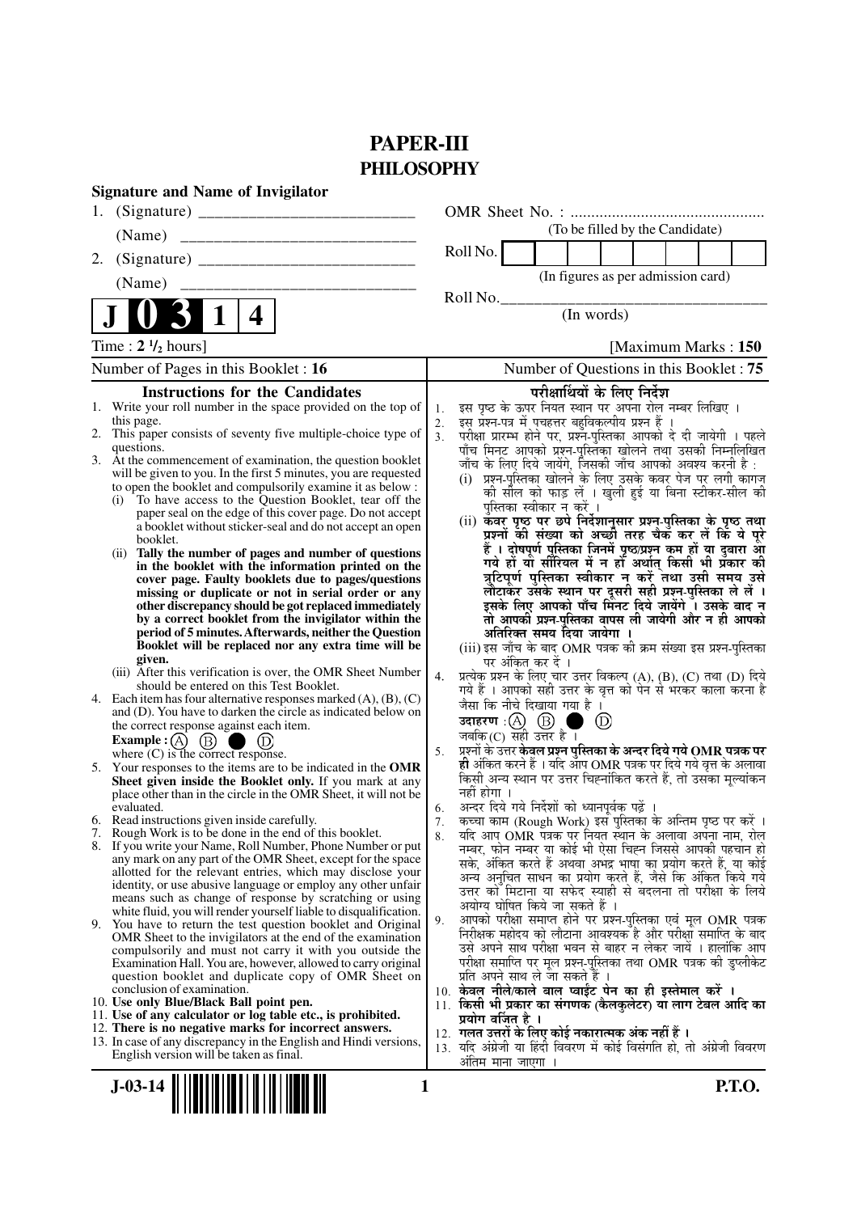# PAPER-III
## PHILOSOPHY

**Signature and Name of Invigilator**

1. (Signature) __________________________

   (Name) ____________________________

2. (Signature) __________________________

   (Name) ____________________________

**J 0 3 1 4**

OMR Sheet No. : ...............................................

(To be filled by the Candidate)

Roll No. | | | | | | | | |

(In figures as per admission card)

Roll No.________________________________

(In words)

Time : **2 ½ hours**] [Maximum Marks : **150**

Number of Pages in this Booklet : **16** | Number of Questions in this Booklet : **75**

### Instructions for the Candidates

1. Write your roll number in the space provided on the top of this page.
2. This paper consists of seventy five multiple-choice type of questions.
3. At the commencement of examination, the question booklet will be given to you. In the first 5 minutes, you are requested to open the booklet and compulsorily examine it as below :
   (i) To have access to the Question Booklet, tear off the paper seal on the edge of this cover page. Do not accept a booklet without sticker-seal and do not accept an open booklet.
   (ii) **Tally the number of pages and number of questions in the booklet with the information printed on the cover page. Faulty booklets due to pages/questions missing or duplicate or not in serial order or any other discrepancy should be got replaced immediately by a correct booklet from the invigilator within the period of 5 minutes. Afterwards, neither the Question Booklet will be replaced nor any extra time will be given.**
   (iii) After this verification is over, the OMR Sheet Number should be entered on this Test Booklet.
4. Each item has four alternative responses marked (A), (B), (C) and (D). You have to darken the circle as indicated below on the correct response against each item.
   **Example :** (A) (B) ● (D)
   where (C) is the correct response.
5. Your responses to the items are to be indicated in the **OMR Sheet given inside the Booklet only.** If you mark at any place other than in the circle in the OMR Sheet, it will not be evaluated.
6. Read instructions given inside carefully.
7. Rough Work is to be done in the end of this booklet.
8. If you write your Name, Roll Number, Phone Number or put any mark on any part of the OMR Sheet, except for the space allotted for the relevant entries, which may disclose your identity, or use abusive language or employ any other unfair means such as change of response by scratching or using white fluid, you will render yourself liable to disqualification.
9. You have to return the test question booklet and Original OMR Sheet to the invigilators at the end of the examination compulsorily and must not carry it with you outside the Examination Hall. You are, however, allowed to carry original question booklet and duplicate copy of OMR Sheet on conclusion of examination.
10. **Use only Blue/Black Ball point pen.**
11. **Use of any calculator or log table etc., is prohibited.**
12. **There is no negative marks for incorrect answers.**
13. In case of any discrepancy in the English and Hindi versions, English version will be taken as final.

### परीक्षार्थियों के लिए निर्देश

1. इस पृष्ठ के ऊपर नियत स्थान पर अपना रोल नम्बर लिखिए ।
2. इस प्रश्न-पत्र में पचहत्तर बहुविकल्पीय प्रश्न हैं ।
3. परीक्षा प्रारम्भ होने पर, प्रश्न-पुस्तिका आपको दे दी जायेगी । पहले पाँच मिनट आपको प्रश्न-पुस्तिका खोलने तथा उसकी निम्नलिखित जाँच के लिए दिये जायेंगे, जिसकी जाँच आपको अवश्य करनी है :
   (i) प्रश्न-पुस्तिका खोलने के लिए उसके कवर पेज पर लगी कागज की सील को फाड़ लें । खुली हुई या बिना स्टीकर-सील की पुस्तिका स्वीकार न करें ।
   (ii) **कवर पृष्ठ पर छपे निर्देशानुसार प्रश्न-पुस्तिका के पृष्ठ तथा प्रश्नों की संख्या को अच्छी तरह चैक कर लें कि ये पूरे हैं । दोषपूर्ण पुस्तिका जिनमें पृष्ठ/प्रश्न कम हों या दुबारा आ गये हों या सीरियल में न हों अर्थात् किसी भी प्रकार की त्रुटिपूर्ण पुस्तिका स्वीकार न करें तथा उसी समय उसे लौटाकर उसके स्थान पर दूसरी सही प्रश्न-पुस्तिका ले लें । इसके लिए आपको पाँच मिनट दिये जायेंगे । उसके बाद न तो आपकी प्रश्न-पुस्तिका वापस ली जायेगी और न ही आपको अतिरिक्त समय दिया जायेगा ।**
   (iii) इस जाँच के बाद OMR पत्रक की क्रम संख्या इस प्रश्न-पुस्तिका पर अंकित कर दें ।
4. प्रत्येक प्रश्न के लिए चार उत्तर विकल्प (A), (B), (C) तथा (D) दिये गये हैं । आपको सही उत्तर के वृत्त को पेन से भरकर काला करना है जैसा कि नीचे दिखाया गया है ।
   **उदाहरण :** (A) (B) ● (D)
   जबकि (C) सही उत्तर है ।
5. प्रश्नों के उत्तर **केवल प्रश्न पुस्तिका के अन्दर दिये गये OMR पत्रक पर ही** अंकित करने हैं । यदि आप OMR पत्रक पर दिये गये वृत्त के अलावा किसी अन्य स्थान पर उत्तर चिह्नांकित करते हैं, तो उसका मूल्यांकन नहीं होगा ।
6. अन्दर दिये गये निर्देशों को ध्यानपूर्वक पढ़ें ।
7. कच्चा काम (Rough Work) इस पुस्तिका के अन्तिम पृष्ठ पर करें ।
8. यदि आप OMR पत्रक पर नियत स्थान के अलावा अपना नाम, रोल नम्बर, फोन नम्बर या कोई भी ऐसा चिह्न जिससे आपकी पहचान हो सके, अंकित करते हैं अथवा अभद्र भाषा का प्रयोग करते हैं, या कोई अन्य अनुचित साधन का प्रयोग करते हैं, जैसे कि अंकित किये गये उत्तर को मिटाना या सफेद स्याही से बदलना तो परीक्षा के लिये अयोग्य घोषित किये जा सकते हैं ।
9. आपको परीक्षा समाप्त होने पर प्रश्न-पुस्तिका एवं मूल OMR पत्रक निरीक्षक महोदय को लौटाना आवश्यक है और परीक्षा समाप्ति के बाद उसे अपने साथ परीक्षा भवन से बाहर न लेकर जायें । हालांकि आप परीक्षा समाप्ति पर मूल प्रश्न-पुस्तिका तथा OMR पत्रक की डुप्लीकेट प्रति अपने साथ ले जा सकते हैं ।
10. **केवल नीले/काले बाल प्वाईंट पेन का ही इस्तेमाल करें ।**
11. **किसी भी प्रकार का संगणक (कैलकुलेटर) या लाग टेबल आदि का प्रयोग वर्जित है ।**
12. **गलत उत्तरों के लिए कोई नकारात्मक अंक नहीं हैं ।**
13. यदि अंग्रेजी या हिंदी विवरण में कोई विसंगति हो, तो अंग्रेजी विवरण अंतिम माना जाएगा ।

J-03-14 **P.T.O.**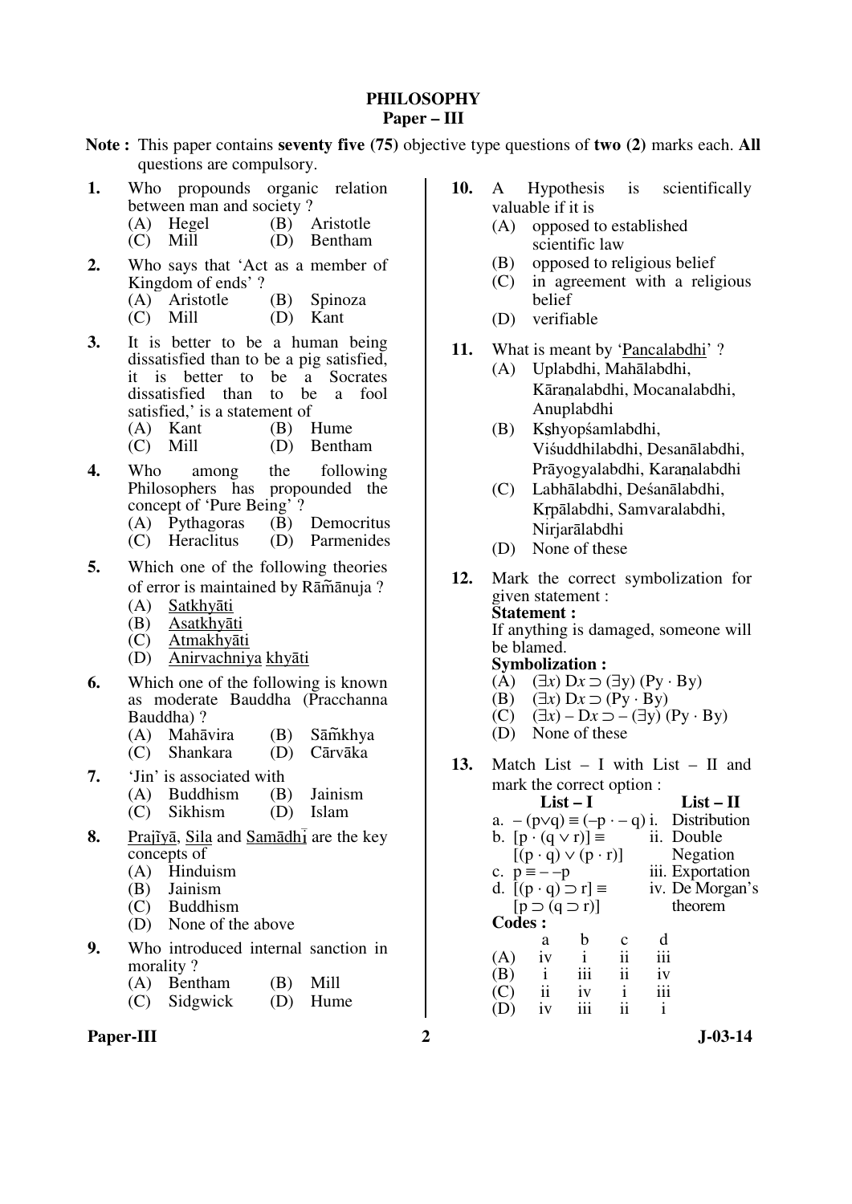# PHILOSOPHY
## Paper – III

**Note :** This paper contains **seventy five (75)** objective type questions of **two (2)** marks each. **All** questions are compulsory.

**1.** Who propounds organic relation between man and society ?
(A) Hegel (B) Aristotle
(C) Mill (D) Bentham

**2.** Who says that 'Act as a member of Kingdom of ends' ?
(A) Aristotle (B) Spinoza
(C) Mill (D) Kant

**3.** It is better to be a human being dissatisfied than to be a pig satisfied, it is better to be a Socrates dissatisfied than to be a fool satisfied,' is a statement of
(A) Kant (B) Hume
(C) Mill (D) Bentham

**4.** Who among the following Philosophers has propounded the concept of 'Pure Being' ?
(A) Pythagoras (B) Democritus
(C) Heraclitus (D) Parmenides

**5.** Which one of the following theories of error is maintained by Rā̃mānuja ?
(A) Satkhyāti
(B) Asatkhyāti
(C) Atmakhyāti
(D) Anirvachniya khyāti

**6.** Which one of the following is known as moderate Bauddha (Pracchanna Bauddha) ?
(A) Mahāvira (B) Sā̃mkhya
(C) Shankara (D) Cārvāka

**7.** 'Jin' is associated with
(A) Buddhism (B) Jainism
(C) Sikhism (D) Islam

**8.** Prajĩyā, Sila and Samādhī are the key concepts of
(A) Hinduism
(B) Jainism
(C) Buddhism
(D) None of the above

**9.** Who introduced internal sanction in morality ?
(A) Bentham (B) Mill
(C) Sidgwick (D) Hume

**10.** A Hypothesis is scientifically valuable if it is
(A) opposed to established scientific law
(B) opposed to religious belief
(C) in agreement with a religious belief
(D) verifiable

**11.** What is meant by 'Pancalabdhi' ?
(A) Uplabdhi, Mahālabdhi, Kāraṇalabdhi, Mocanalabdhi, Anuplabdhi
(B) Kṣhyopśamlabdhi, Viśuddhilabdhi, Desanālabdhi, Prāyogyalabdhi, Karaṇalabdhi
(C) Labhālabdhi, Deśanālabdhi, Kṛpālabdhi, Samvaralabdhi, Nirjarālabdhi
(D) None of these

**12.** Mark the correct symbolization for given statement :
**Statement :**
If anything is damaged, someone will be blamed.
**Symbolization :**
(A) $(\exists x)\ Dx \supset (\exists y)\ (Py \cdot By)$
(B) $(\exists x)\ Dx \supset (Py \cdot By)$
(C) $(\exists x) - Dx \supset - (\exists y)\ (Py \cdot By)$
(D) None of these

**13.** Match List – I with List – II and mark the correct option :

| List – I | List – II |
|---|---|
| a. $-(p \vee q) \equiv (-p \cdot - q)$ | i. Distribution |
| b. $[p \cdot (q \vee r)] \equiv [(p \cdot q) \vee (p \cdot r)]$ | ii. Double Negation |
| c. $p \equiv - - p$ | iii. Exportation |
| d. $[(p \cdot q) \supset r] \equiv [p \supset (q \supset r)]$ | iv. De Morgan's theorem |

**Codes :**

| | a | b | c | d |
|---|---|---|---|---|
| (A) | iv | i | ii | iii |
| (B) | i | iii | ii | iv |
| (C) | ii | iv | i | iii |
| (D) | iv | iii | ii | i |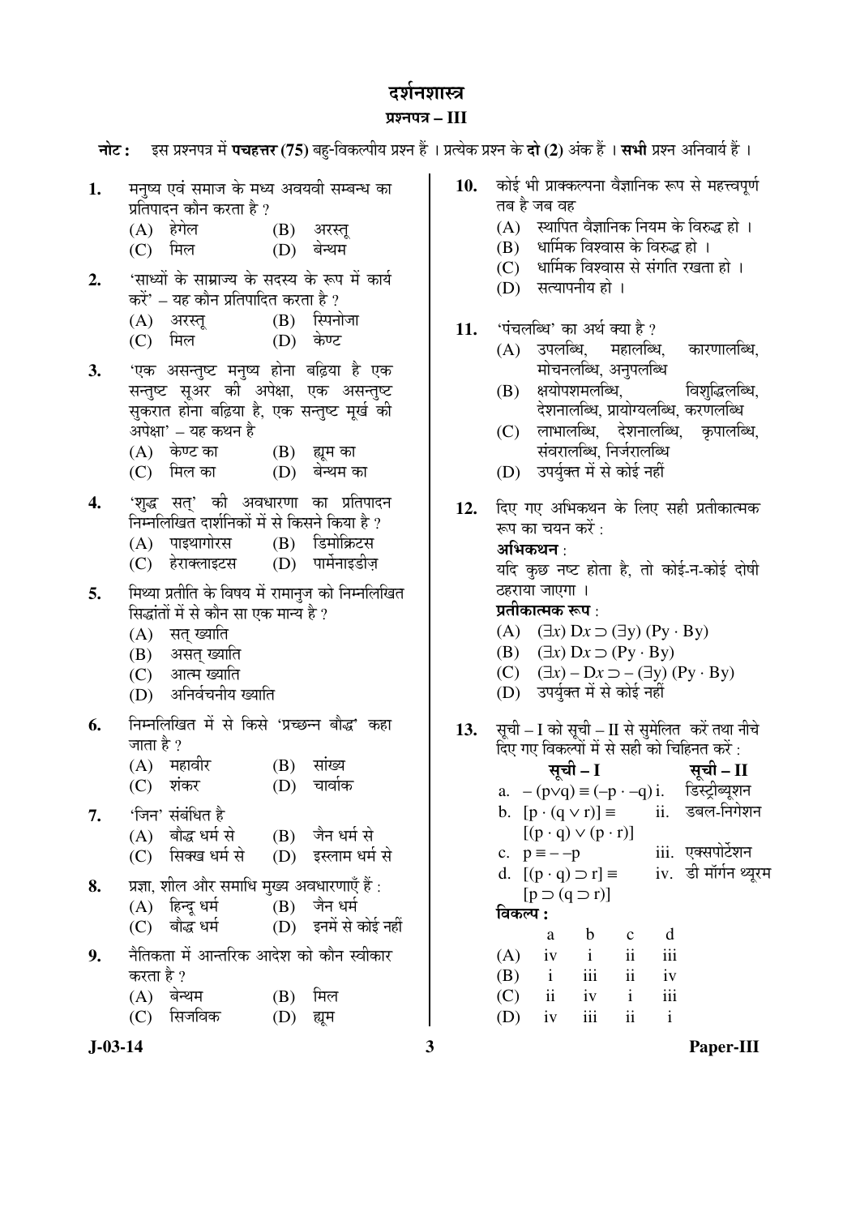# दर्शनशास्त्र

## प्रश्नपत्र – III

**नोट :** इस प्रश्नपत्र में **पचहत्तर (75)** बहु-विकल्पीय प्रश्न हैं । प्रत्येक प्रश्न के **दो (2)** अंक हैं । **सभी** प्रश्न अनिवार्य हैं ।

**1.** मनुष्य एवं समाज के मध्य अवयवी सम्बन्ध का प्रतिपादन कौन करता है ?

(A) हेगेल (B) अरस्तू
(C) मिल (D) बेन्थम

**2.** 'साध्यों के साम्राज्य के सदस्य के रूप में कार्य करें' – यह कौन प्रतिपादित करता है ?

(A) अरस्तू (B) स्पिनोजा
(C) मिल (D) केण्ट

**3.** 'एक असन्तुष्ट मनुष्य होना बढ़िया है एक सन्तुष्ट सूअर की अपेक्षा, एक असन्तुष्ट सुकरात होना बढ़िया है, एक सन्तुष्ट मूर्ख की अपेक्षा' – यह कथन है

(A) केण्ट का (B) ह्यूम का
(C) मिल का (D) बेन्थम का

**4.** 'शुद्ध सत्' की अवधारणा का प्रतिपादन निम्नलिखित दार्शनिकों में से किसने किया है ?

(A) पाइथागोरस (B) डिमोक्रिटस
(C) हेराक्लाइटस (D) पार्मेनाइडीज़

**5.** मिथ्या प्रतीति के विषय में रामानुज को निम्नलिखित सिद्धांतों में से कौन सा एक मान्य है ?

(A) सत् ख्याति
(B) असत् ख्याति
(C) आत्म ख्याति
(D) अनिर्वचनीय ख्याति

**6.** निम्नलिखित में से किसे 'प्रच्छन्न बौद्ध' कहा जाता है ?

(A) महावीर (B) सांख्य
(C) शंकर (D) चार्वाक

**7.** 'जिन' संबंधित है

(A) बौद्ध धर्म से (B) जैन धर्म से
(C) सिक्ख धर्म से (D) इस्लाम धर्म से

**8.** प्रज्ञा, शील और समाधि मुख्य अवधारणाएँ हैं :

(A) हिन्दू धर्म (B) जैन धर्म
(C) बौद्ध धर्म (D) इनमें से कोई नहीं

**9.** नैतिकता में आन्तरिक आदेश को कौन स्वीकार करता है ?

(A) बेन्थम (B) मिल
(C) सिजविक (D) ह्यूम

**10.** कोई भी प्राक्कल्पना वैज्ञानिक रूप से महत्त्वपूर्ण तब है जब वह

(A) स्थापित वैज्ञानिक नियम के विरुद्ध हो ।
(B) धार्मिक विश्वास के विरुद्ध हो ।
(C) धार्मिक विश्वास से संगति रखता हो ।
(D) सत्यापनीय हो ।

**11.** 'पंचलब्धि' का अर्थ क्या है ?

(A) उपलब्धि, महालब्धि, कारणालब्धि, मोचनलब्धि, अनुपलब्धि
(B) क्षयोपशमलब्धि, विशुद्धिलब्धि, देशनालब्धि, प्रायोग्यलब्धि, करणलब्धि
(C) लाभालब्धि, देशनालब्धि, कृपालब्धि, संवरालब्धि, निर्जरालब्धि
(D) उपर्युक्त में से कोई नहीं

**12.** दिए गए अभिकथन के लिए सही प्रतीकात्मक रूप का चयन करें :

**अभिकथन** :
यदि कुछ नष्ट होता है, तो कोई-न-कोई दोषी ठहराया जाएगा ।

**प्रतीकात्मक रूप** :

(A) $(\exists x)\ Dx \supset (\exists y)\ (Py \cdot By)$
(B) $(\exists x)\ Dx \supset (Py \cdot By)$
(C) $(\exists x) - Dx \supset - (\exists y)\ (Py \cdot By)$
(D) उपर्युक्त में से कोई नहीं

**13.** सूची – I को सूची – II से सुमेलित करें तथा नीचे दिए गए विकल्पों में से सही को चिह्नित करें :

| सूची – I | सूची – II |
|---|---|
| a. $-(p \vee q) \equiv (-p \cdot -q)$ | i. डिस्ट्रीब्यूशन |
| b. $[p \cdot (q \vee r)] \equiv [(p \cdot q) \vee (p \cdot r)]$ | ii. डबल-निगेशन |
| c. $p \equiv --p$ | iii. एक्सपोर्टेशन |
| d. $[(p \cdot q) \supset r] \equiv [p \supset (q \supset r)]$ | iv. डी मॉर्गन थ्यूरम |

**विकल्प :**

| | a | b | c | d |
|---|---|---|---|---|
| (A) | iv | i | ii | iii |
| (B) | i | iii | ii | iv |
| (C) | ii | iv | i | iii |
| (D) | iv | iii | ii | i |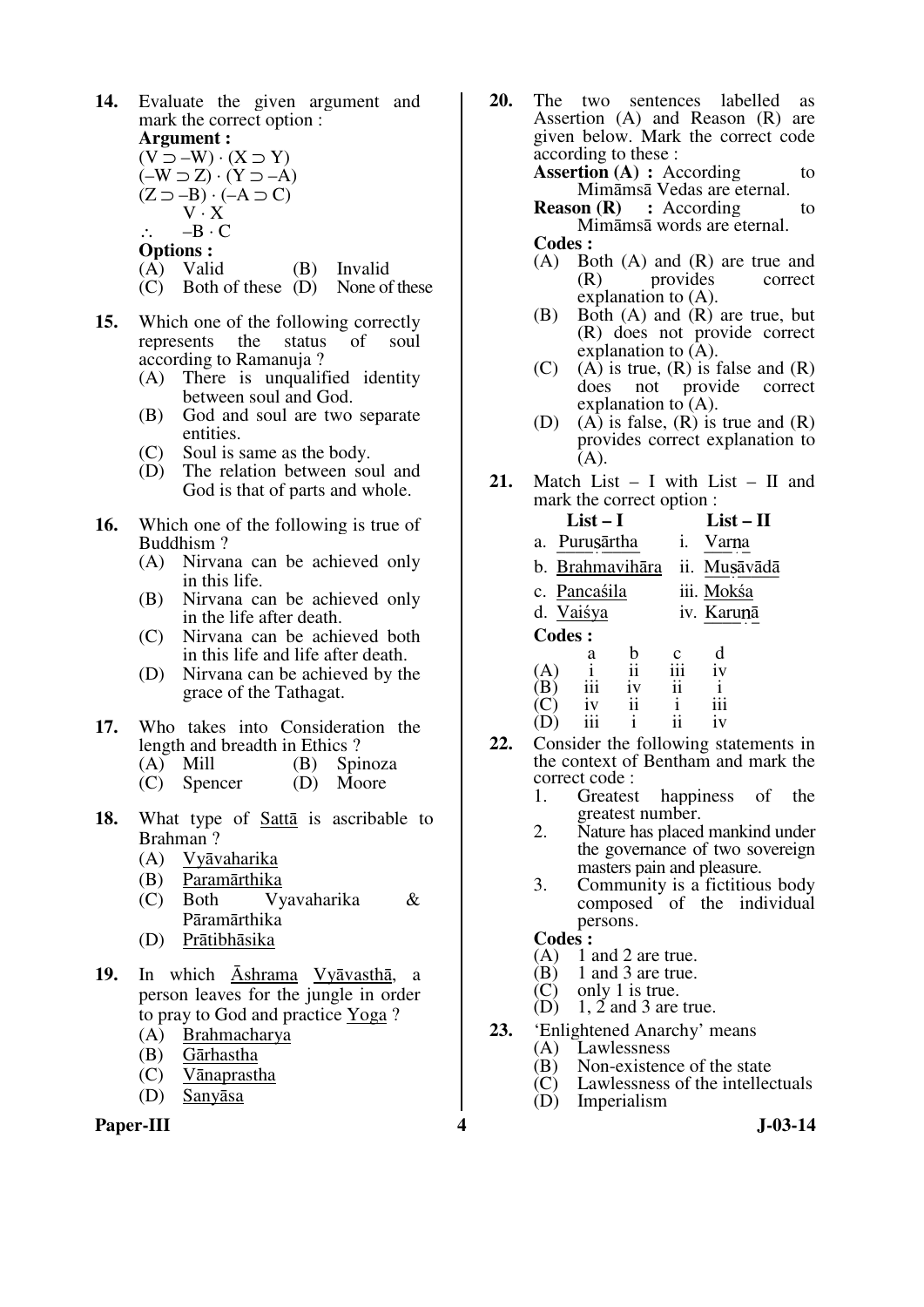**14.** Evaluate the given argument and mark the correct option :

**Argument :**

$(V \supset -W) \cdot (X \supset Y)$

$(-W \supset Z) \cdot (Y \supset -A)$

$(Z \supset -B) \cdot (-A \supset C)$

$V \cdot X$

$\therefore \quad -B \cdot C$

**Options :**

(A) Valid (B) Invalid

(C) Both of these (D) None of these

**15.** Which one of the following correctly represents the status of soul according to Ramanuja ?

(A) There is unqualified identity between soul and God.

(B) God and soul are two separate entities.

(C) Soul is same as the body.

(D) The relation between soul and God is that of parts and whole.

**16.** Which one of the following is true of Buddhism ?

(A) Nirvana can be achieved only in this life.

(B) Nirvana can be achieved only in the life after death.

(C) Nirvana can be achieved both in this life and life after death.

(D) Nirvana can be achieved by the grace of the Tathagat.

**17.** Who takes into Consideration the length and breadth in Ethics ?

(A) Mill (B) Spinoza

(C) Spencer (D) Moore

**18.** What type of Sattā is ascribable to Brahman ?

(A) Vyāvaharika

(B) Paramārthika

(C) Both Vyavaharika & Pāramārthika

(D) Prātibhāsika

**19.** In which Āshrama Vyāvasthā, a person leaves for the jungle in order to pray to God and practice Yoga ?

(A) Brahmacharya

(B) Gārhastha

(C) Vānaprastha

(D) Sanyāsa

**20.** The two sentences labelled as Assertion (A) and Reason (R) are given below. Mark the correct code according to these :

**Assertion (A) :** According to Mimāmsā Vedas are eternal.

**Reason (R) :** According to Mimāmsā words are eternal.

**Codes :**

(A) Both (A) and (R) are true and (R) provides correct explanation to (A).

(B) Both (A) and (R) are true, but (R) does not provide correct explanation to (A).

(C) (A) is true, (R) is false and (R) does not provide correct explanation to (A).

(D) (A) is false, (R) is true and (R) provides correct explanation to (A).

**21.** Match List – I with List – II and mark the correct option :

| List – I | List – II |
|---|---|
| a. Puruṣārtha | i. Varṇa |
| b. Brahmavihāra | ii. Muṣāvādā |
| c. Pancaśila | iii. Mokśa |
| d. Vaiśya | iv. Karuṇā |

**Codes :**

| | a | b | c | d |
|---|---|---|---|---|
| (A) | i | ii | iii | iv |
| (B) | iii | iv | ii | i |
| (C) | iv | ii | i | iii |
| (D) | iii | i | ii | iv |

**22.** Consider the following statements in the context of Bentham and mark the correct code :

1. Greatest happiness of the greatest number.
2. Nature has placed mankind under the governance of two sovereign masters pain and pleasure.
3. Community is a fictitious body composed of the individual persons.

**Codes :**

(A) 1 and 2 are true.

(B) 1 and 3 are true.

(C) only 1 is true.

(D) 1, 2 and 3 are true.

**23.** 'Enlightened Anarchy' means

(A) Lawlessness

(B) Non-existence of the state

(C) Lawlessness of the intellectuals

(D) Imperialism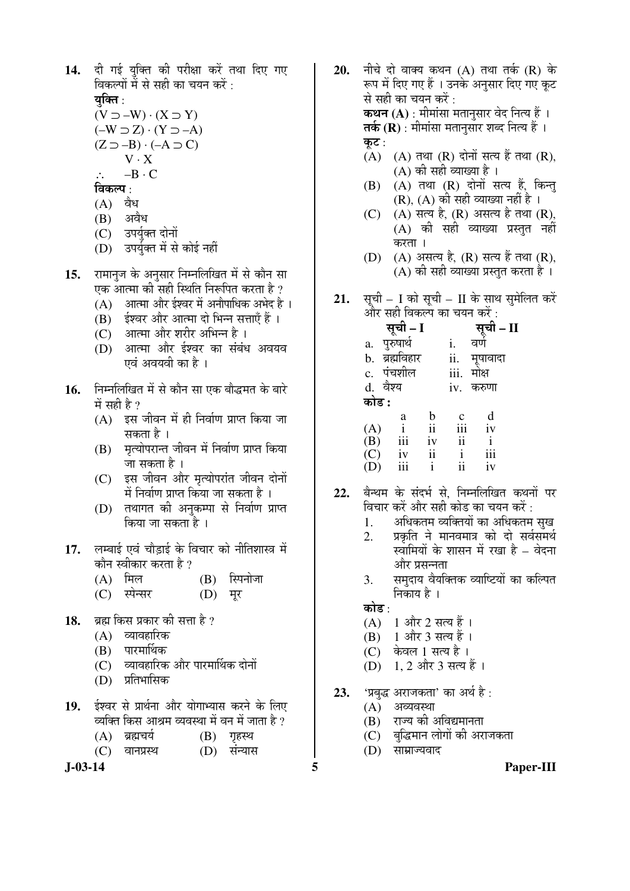14. दी गई युक्ति की परीक्षा करें तथा दिए गए विकल्पों में से सही का चयन करें :

**युक्ति** :

$(V \supset -W) \cdot (X \supset Y)$

$(-W \supset Z) \cdot (Y \supset -A)$

$(Z \supset -B) \cdot (-A \supset C)$

$V \cdot X$

$\therefore \quad -B \cdot C$

**विकल्प** :

(A) वैध
(B) अवैध
(C) उपर्युक्त दोनों
(D) उपर्युक्त में से कोई नहीं

15. रामानुज के अनुसार निम्नलिखित में से कौन सा एक आत्मा की सही स्थिति निरूपित करता है ?

(A) आत्मा और ईश्वर में अनौपाधिक अभेद है ।
(B) ईश्वर और आत्मा दो भिन्न सत्ताएँ हैं ।
(C) आत्मा और शरीर अभिन्न है ।
(D) आत्मा और ईश्वर का संबंध अवयव एवं अवयवी का है ।

16. निम्नलिखित में से कौन सा एक बौद्धमत के बारे में सही है ?

(A) इस जीवन में ही निर्वाण प्राप्त किया जा सकता है ।
(B) मृत्योपरान्त जीवन में निर्वाण प्राप्त किया जा सकता है ।
(C) इस जीवन और मृत्योपरांत जीवन दोनों में निर्वाण प्राप्त किया जा सकता है ।
(D) तथागत की अनुकम्पा से निर्वाण प्राप्त किया जा सकता है ।

17. लम्बाई एवं चौड़ाई के विचार को नीतिशास्त्र में कौन स्वीकार करता है ?

(A) मिल (B) स्पिनोजा
(C) स्पेन्सर (D) मूर

18. ब्रह्म किस प्रकार की सत्ता है ?

(A) व्यावहारिक
(B) पारमार्थिक
(C) व्यावहारिक और पारमार्थिक दोनों
(D) प्रतिभासिक

19. ईश्वर से प्रार्थना और योगाभ्यास करने के लिए व्यक्ति किस आश्रम व्यवस्था में वन में जाता है ?

(A) ब्रह्मचर्य (B) गृहस्थ
(C) वानप्रस्थ (D) संन्यास

20. नीचे दो वाक्य कथन (A) तथा तर्क (R) के रूप में दिए गए हैं । उनके अनुसार दिए गए कूट से सही का चयन करें :

**कथन (A)** : मीमांसा मतानुसार वेद नित्य हैं ।
**तर्क (R)** : मीमांसा मतानुसार शब्द नित्य हैं ।

**कूट** :

(A) (A) तथा (R) दोनों सत्य हैं तथा (R), (A) की सही व्याख्या है ।
(B) (A) तथा (R) दोनों सत्य हैं, किन्तु (R), (A) की सही व्याख्या नहीं है ।
(C) (A) सत्य है, (R) असत्य है तथा (R), (A) की सही व्याख्या प्रस्तुत नहीं करता ।
(D) (A) असत्य है, (R) सत्य हैं तथा (R), (A) की सही व्याख्या प्रस्तुत करता है ।

21. सूची – I को सूची – II के साथ सुमेलित करें और सही विकल्प का चयन करें :

| सूची – I | सूची – II |
|---|---|
| a. पुरुषार्थ | i. वर्ण |
| b. ब्रह्मविहार | ii. मृषावादा |
| c. पंचशील | iii. मोक्ष |
| d. वैश्य | iv. करुणा |

**कोड :**

| | a | b | c | d |
|---|---|---|---|---|
| (A) | i | ii | iii | iv |
| (B) | iii | iv | ii | i |
| (C) | iv | ii | i | iii |
| (D) | iii | i | ii | iv |

22. बैन्थम के संदर्भ से, निम्नलिखित कथनों पर विचार करें और सही कोड का चयन करें :

1. अधिकतम व्यक्तियों का अधिकतम सुख
2. प्रकृति ने मानवमात्र को दो सर्वसमर्थ स्वामियों के शासन में रखा है – वेदना और प्रसन्नता
3. समुदाय वैयक्तिक व्याष्टियों का कल्पित निकाय है ।

**कोड** :

(A) 1 और 2 सत्य हैं ।
(B) 1 और 3 सत्य हैं ।
(C) केवल 1 सत्य है ।
(D) 1, 2 और 3 सत्य हैं ।

23. 'प्रबुद्ध अराजकता' का अर्थ है :

(A) अव्यवस्था
(B) राज्य की अविद्यमानता
(C) बुद्धिमान लोगों की अराजकता
(D) साम्राज्यवाद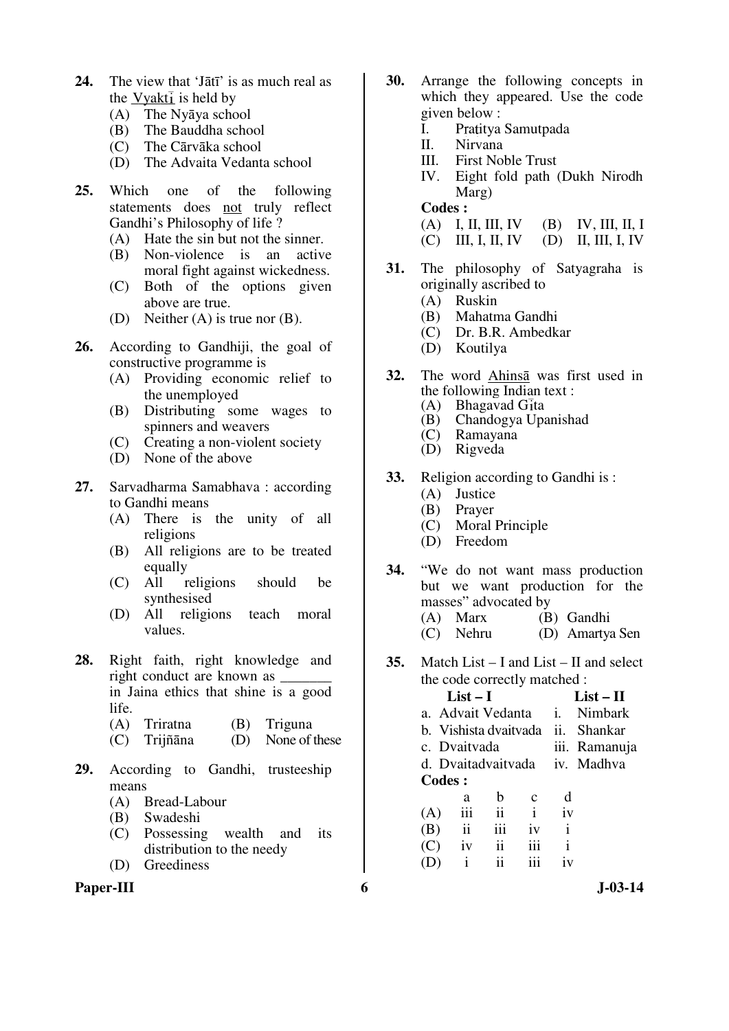**24.** The view that 'Jātī' is as much real as the Vyaktī is held by

(A) The Nyāya school
(B) The Bauddha school
(C) The Cārvāka school
(D) The Advaita Vedanta school

**25.** Which one of the following statements does not truly reflect Gandhi's Philosophy of life ?

(A) Hate the sin but not the sinner.
(B) Non-violence is an active moral fight against wickedness.
(C) Both of the options given above are true.
(D) Neither (A) is true nor (B).

**26.** According to Gandhiji, the goal of constructive programme is

(A) Providing economic relief to the unemployed
(B) Distributing some wages to spinners and weavers
(C) Creating a non-violent society
(D) None of the above

**27.** Sarvadharma Samabhava : according to Gandhi means

(A) There is the unity of all religions
(B) All religions are to be treated equally
(C) All religions should be synthesised
(D) All religions teach moral values.

**28.** Right faith, right knowledge and right conduct are known as _______ in Jaina ethics that shine is a good life.

(A) Triratna
(B) Triguna
(C) Trijñāna
(D) None of these

**29.** According to Gandhi, trusteeship means

(A) Bread-Labour
(B) Swadeshi
(C) Possessing wealth and its distribution to the needy
(D) Greediness

**30.** Arrange the following concepts in which they appeared. Use the code given below :

I. Pratitya Samutpada
II. Nirvana
III. First Noble Trust
IV. Eight fold path (Dukh Nirodh Marg)

**Codes :**

(A) I, II, III, IV
(B) IV, III, II, I
(C) III, I, II, IV
(D) II, III, I, IV

**31.** The philosophy of Satyagraha is originally ascribed to

(A) Ruskin
(B) Mahatma Gandhi
(C) Dr. B.R. Ambedkar
(D) Koutilya

**32.** The word Ahinsā was first used in the following Indian text :

(A) Bhagavad Gīta
(B) Chandogya Upanishad
(C) Ramayana
(D) Rigveda

**33.** Religion according to Gandhi is :

(A) Justice
(B) Prayer
(C) Moral Principle
(D) Freedom

**34.** "We do not want mass production but we want production for the masses" advocated by

(A) Marx
(B) Gandhi
(C) Nehru
(D) Amartya Sen

**35.** Match List – I and List – II and select the code correctly matched :

| List – I | List – II |
|---|---|
| a. Advait Vedanta | i. Nimbark |
| b. Vishista dvaitvada | ii. Shankar |
| c. Dvaitvada | iii. Ramanuja |
| d. Dvaitadvaitvada | iv. Madhva |

**Codes :**

| | a | b | c | d |
|---|---|---|---|---|
| (A) | iii | ii | i | iv |
| (B) | ii | iii | iv | i |
| (C) | iv | ii | iii | i |
| (D) | i | ii | iii | iv |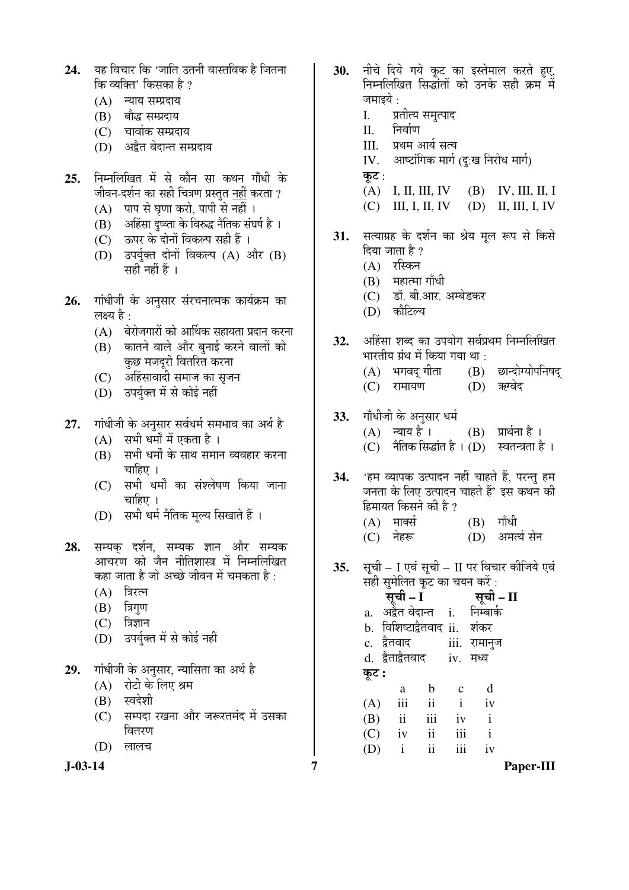24. यह विचार कि 'जाति उतनी वास्तविक है जितना कि व्यक्ति' किसका है ?
    - (A) न्याय सम्प्रदाय
    - (B) बौद्ध सम्प्रदाय
    - (C) चार्वाक सम्प्रदाय
    - (D) अद्वैत वेदान्त सम्प्रदाय

25. निम्नलिखित में से कौन सा कथन गाँधी के जीवन-दर्शन का सही चित्रण प्रस्तुत नहीं करता ?
    - (A) पाप से घृणा करो, पापी से नहीं ।
    - (B) अहिंसा दुष्टता के विरुद्ध नैतिक संघर्ष है ।
    - (C) ऊपर के दोनों विकल्प सही हैं ।
    - (D) उपर्युक्त दोनों विकल्प (A) और (B) सही नहीं हैं ।

26. गांधीजी के अनुसार संरचनात्मक कार्यक्रम का लक्ष्य है :
    - (A) बेरोजगारों को आर्थिक सहायता प्रदान करना
    - (B) कातने वाले और बुनाई करने वालों को कुछ मजदूरी वितरित करना
    - (C) अहिंसावादी समाज का सृजन
    - (D) उपर्युक्त में से कोई नहीं

27. गांधीजी के अनुसार सर्वधर्म समभाव का अर्थ है
    - (A) सभी धर्मों में एकता है ।
    - (B) सभी धर्मों के साथ समान व्यवहार करना चाहिए ।
    - (C) सभी धर्मों का संश्लेषण किया जाना चाहिए ।
    - (D) सभी धर्म नैतिक मूल्य सिखाते हैं ।

28. सम्यक् दर्शन, सम्यक ज्ञान और सम्यक आचरण को जैन नीतिशास्त्र में निम्नलिखित कहा जाता है जो अच्छे जीवन में चमकता है :
    - (A) त्रिरत्न
    - (B) त्रिगुण
    - (C) त्रिज्ञान
    - (D) उपर्युक्त में से कोई नहीं

29. गांधीजी के अनुसार, न्यासिता का अर्थ है
    - (A) रोटी के लिए श्रम
    - (B) स्वदेशी
    - (C) सम्पदा रखना और जरूरतमंद में उसका वितरण
    - (D) लालच

30. नीचे दिये गये कूट का इस्तेमाल करते हुए, निम्नलिखित सिद्धांतों को उनके सही क्रम में जमाइये :
    - I. प्रतीत्य समुत्पाद
    - II. निर्वाण
    - III. प्रथम आर्य सत्य
    - IV. आष्टांगिक मार्ग (दुःख निरोध मार्ग)

    **कूट :**
    - (A) I, II, III, IV
    - (B) IV, III, II, I
    - (C) III, I, II, IV
    - (D) II, III, I, IV

31. सत्याग्रह के दर्शन का श्रेय मूल रूप से किसे दिया जाता है ?
    - (A) रस्किन
    - (B) महात्मा गाँधी
    - (C) डॉ. बी.आर. अम्बेडकर
    - (D) कौटिल्य

32. अहिंसा शब्द का उपयोग सर्वप्रथम निम्नलिखित भारतीय ग्रंथ में किया गया था :
    - (A) भगवद् गीता
    - (B) छान्दोग्योपनिषद्
    - (C) रामायण
    - (D) ऋग्वेद

33. गाँधीजी के अनुसार धर्म
    - (A) न्याय है ।
    - (B) प्रार्थना है ।
    - (C) नैतिक सिद्धांत है ।
    - (D) स्वतन्त्रता है ।

34. 'हम व्यापक उत्पादन नहीं चाहते हैं, परन्तु हम जनता के लिए उत्पादन चाहते हैं' इस कथन की हिमायत किसने की है ?
    - (A) मार्क्स
    - (B) गाँधी
    - (C) नेहरू
    - (D) अमर्त्य सेन

35. सूची – I एवं सूची – II पर विचार कीजिये एवं सही सुमेलित कूट का चयन करें :

| सूची – I | सूची – II |
|---|---|
| a. अद्वैत वेदान्त | i. निम्बार्क |
| b. विशिष्टाद्वैतवाद | ii. शंकर |
| c. द्वैतवाद | iii. रामानुज |
| d. द्वैताद्वैतवाद | iv. मध्व |

**कूट :**

| | a | b | c | d |
|---|---|---|---|---|
| (A) | iii | ii | i | iv |
| (B) | ii | iii | iv | i |
| (C) | iv | ii | iii | i |
| (D) | i | ii | iii | iv |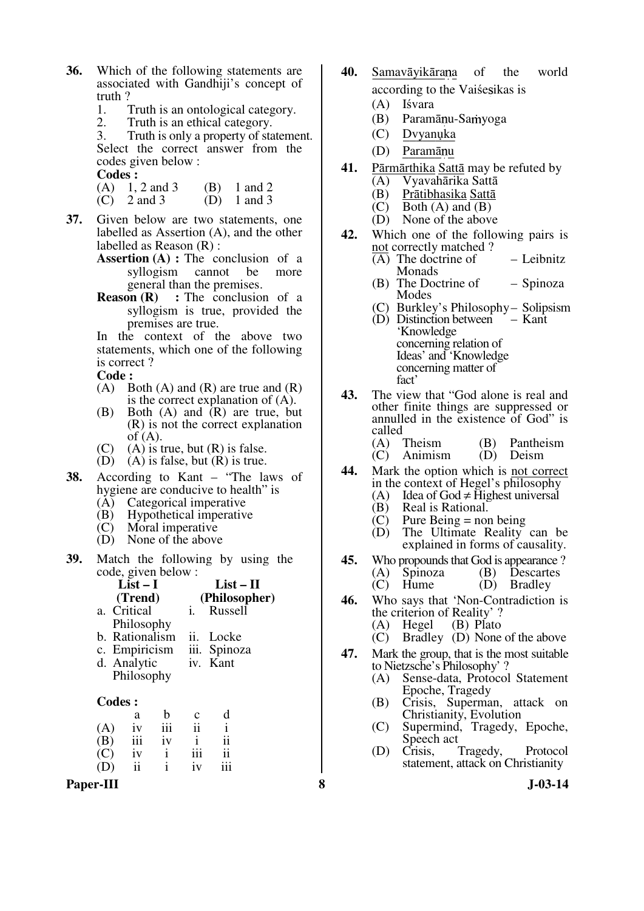**36.** Which of the following statements are associated with Gandhiji's concept of truth ?

1. Truth is an ontological category.
2. Truth is an ethical category.
3. Truth is only a property of statement.

Select the correct answer from the codes given below :

**Codes :**

(A) 1, 2 and 3 (B) 1 and 2
(C) 2 and 3 (D) 1 and 3

**37.** Given below are two statements, one labelled as Assertion (A), and the other labelled as Reason (R) :

**Assertion (A) :** The conclusion of a syllogism cannot be more general than the premises.

**Reason (R) :** The conclusion of a syllogism is true, provided the premises are true.

In the context of the above two statements, which one of the following is correct ?

**Code :**

(A) Both (A) and (R) are true and (R) is the correct explanation of (A).
(B) Both (A) and (R) are true, but (R) is not the correct explanation of (A).
(C) (A) is true, but (R) is false.
(D) (A) is false, but (R) is true.

**38.** According to Kant – "The laws of hygiene are conducive to health" is

(A) Categorical imperative
(B) Hypothetical imperative
(C) Moral imperative
(D) None of the above

**39.** Match the following by using the code, given below :

| List – I (Trend) | List – II (Philosopher) |
|---|---|
| a. Critical Philosophy | i. Russell |
| b. Rationalism | ii. Locke |
| c. Empiricism | iii. Spinoza |
| d. Analytic Philosophy | iv. Kant |

**Codes :**

| | a | b | c | d |
|---|---|---|---|---|
| (A) | iv | iii | ii | i |
| (B) | iii | iv | i | ii |
| (C) | iv | i | iii | ii |
| (D) | ii | i | iv | iii |

**40.** Samavāyikāraṇa of the world according to the Vaiśeṣikas is

(A) Iśvara
(B) Paramāṇu-Saṁyoga
(C) Dvyaṇuka
(D) Paramāṇu

**41.** Pārmārthika Sattā may be refuted by

(A) Vyavahārika Sattā
(B) Prātibhasika Sattā
(C) Both (A) and (B)
(D) None of the above

**42.** Which one of the following pairs is not correctly matched ?

(A) The doctrine of Monads – Leibnitz
(B) The Doctrine of Modes – Spinoza
(C) Burkley's Philosophy – Solipsism
(D) Distinction between 'Knowledge concerning relation of Ideas' and 'Knowledge concerning matter of fact' – Kant

**43.** The view that "God alone is real and other finite things are suppressed or annulled in the existence of God" is called

(A) Theism (B) Pantheism
(C) Animism (D) Deism

**44.** Mark the option which is not correct in the context of Hegel's philosophy

(A) Idea of God ≠ Highest universal
(B) Real is Rational.
(C) Pure Being = non being
(D) The Ultimate Reality can be explained in forms of causality.

**45.** Who propounds that God is appearance ?

(A) Spinoza (B) Descartes
(C) Hume (D) Bradley

**46.** Who says that 'Non-Contradiction is the criterion of Reality' ?

(A) Hegel (B) Plato
(C) Bradley (D) None of the above

**47.** Mark the group, that is the most suitable to Nietzsche's Philosophy' ?

(A) Sense-data, Protocol Statement Epoche, Tragedy
(B) Crisis, Superman, attack on Christianity, Evolution
(C) Supermind, Tragedy, Epoche, Speech act
(D) Crisis, Tragedy, Protocol statement, attack on Christianity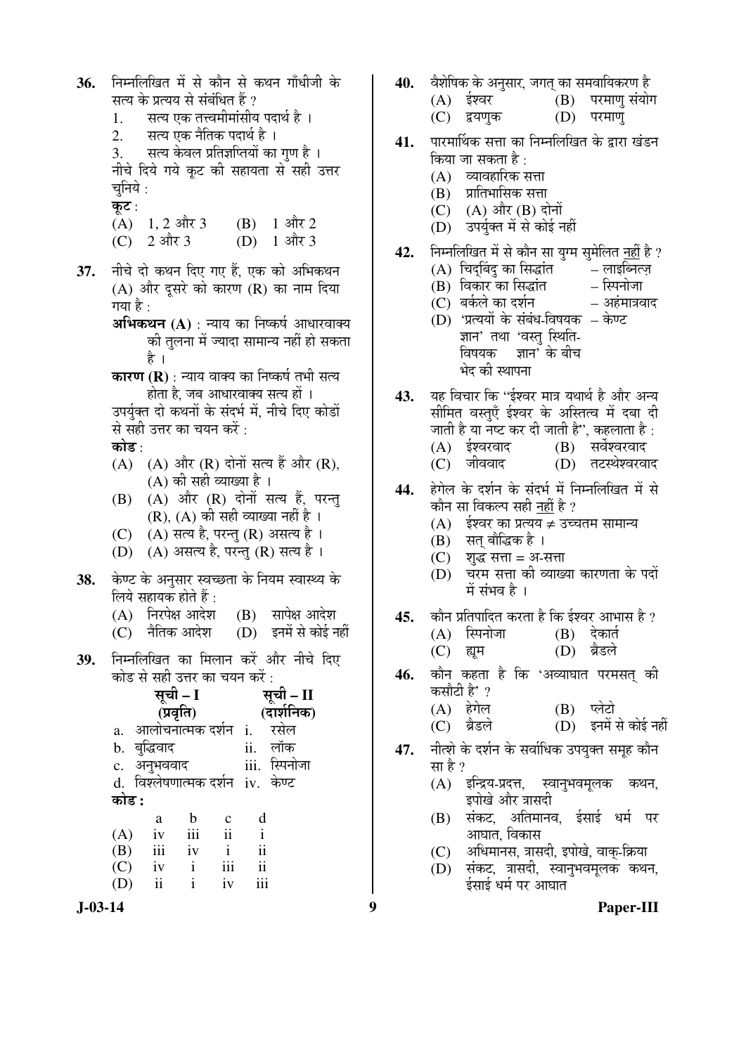36. निम्नलिखित में से कौन से कथन गाँधीजी के सत्य के प्रत्यय से संबंधित हैं ?
1. सत्य एक तत्त्वमीमांसीय पदार्थ है ।
2. सत्य एक नैतिक पदार्थ है ।
3. सत्य केवल प्रतिज्ञप्तियों का गुण है ।

नीचे दिये गये कूट की सहायता से सही उत्तर चुनिये :

**कूट** :

(A) 1, 2 और 3 (B) 1 और 2
(C) 2 और 3 (D) 1 और 3

37. नीचे दो कथन दिए गए हैं, एक को अभिकथन (A) और दूसरे को कारण (R) का नाम दिया गया है :

**अभिकथन (A)** : न्याय का निष्कर्ष आधारवाक्य की तुलना में ज्यादा सामान्य नहीं हो सकता है ।

**कारण (R)** : न्याय वाक्य का निष्कर्ष तभी सत्य होता है, जब आधारवाक्य सत्य हों ।

उपर्युक्त दो कथनों के संदर्भ में, नीचे दिए कोडों से सही उत्तर का चयन करें :

**कोड** :

(A) (A) और (R) दोनों सत्य हैं और (R), (A) की सही व्याख्या है ।
(B) (A) और (R) दोनों सत्य हैं, परन्तु (R), (A) की सही व्याख्या नहीं है ।
(C) (A) सत्य है, परन्तु (R) असत्य है ।
(D) (A) असत्य है, परन्तु (R) सत्य है ।

38. केण्ट के अनुसार स्वच्छता के नियम स्वास्थ्य के लिये सहायक होते हैं :

(A) निरपेक्ष आदेश (B) सापेक्ष आदेश
(C) नैतिक आदेश (D) इनमें से कोई नहीं

39. निम्नलिखित का मिलान करें और नीचे दिए कोड से सही उत्तर का चयन करें :

| सूची – I (प्रवृति) | सूची – II (दार्शनिक) |
|---|---|
| a. आलोचनात्मक दर्शन | i. रसेल |
| b. बुद्धिवाद | ii. लॉक |
| c. अनुभववाद | iii. स्पिनोजा |
| d. विश्लेषणात्मक दर्शन | iv. केण्ट |

**कोड :**

| | a | b | c | d |
|---|---|---|---|---|
| (A) | iv | iii | ii | i |
| (B) | iii | iv | i | ii |
| (C) | iv | i | iii | ii |
| (D) | ii | i | iv | iii |

40. वैशेषिक के अनुसार, जगत् का समवायिकरण है

(A) ईश्वर (B) परमाणु संयोग
(C) द्वयणुक (D) परमाणु

41. पारमार्थिक सत्ता का निम्नलिखित के द्वारा खंडन किया जा सकता है :

(A) व्यावहारिक सत्ता
(B) प्रातिभासिक सत्ता
(C) (A) और (B) दोनों
(D) उपर्युक्त में से कोई नहीं

42. निम्नलिखित में से कौन सा युग्म सुमेलित <u>नहीं</u> है ?

(A) चिद्बिंदु का सिद्धांत – लाइब्नित्ज़
(B) विकार का सिद्धांत – स्पिनोजा
(C) बर्कले का दर्शन – अहंमात्रवाद
(D) 'प्रत्ययों के संबंध-विषयक ज्ञान' तथा 'वस्तु स्थिति-विषयक ज्ञान' के बीच भेद की स्थापना – केण्ट

43. यह विचार कि "ईश्वर मात्र यथार्थ है और अन्य सीमित वस्तुएँ ईश्वर के अस्तित्व में दबा दी जाती है या नष्ट कर दी जाती है", कहलाता है :

(A) ईश्वरवाद (B) सर्वेश्वरवाद
(C) जीववाद (D) तटस्थेश्वरवाद

44. हेगेल के दर्शन के संदर्भ में निम्नलिखित में से कौन सा विकल्प सही <u>नहीं</u> है ?

(A) ईश्वर का प्रत्यय ≠ उच्चतम सामान्य
(B) सत् बौद्धिक है ।
(C) शुद्ध सत्ता = अ-सत्ता
(D) चरम सत्ता की व्याख्या कारणता के पदों में संभव है ।

45. कौन प्रतिपादित करता है कि ईश्वर आभास है ?

(A) स्पिनोजा (B) देकार्त
(C) ह्यूम (D) ब्रैडले

46. कौन कहता है कि 'अव्याघात परमसत् की कसौटी है' ?

(A) हेगेल (B) प्लेटो
(C) ब्रैडले (D) इनमें से कोई नहीं

47. नीत्शे के दर्शन के सर्वाधिक उपयुक्त समूह कौन सा है ?

(A) इन्द्रिय-प्रदत्त, स्वानुभवमूलक कथन, इपोखे और त्रासदी
(B) संकट, अतिमानव, ईसाई धर्म पर आघात, विकास
(C) अधिमानस, त्रासदी, इपोखे, वाक्-क्रिया
(D) संकट, त्रासदी, स्वानुभवमूलक कथन, ईसाई धर्म पर आघात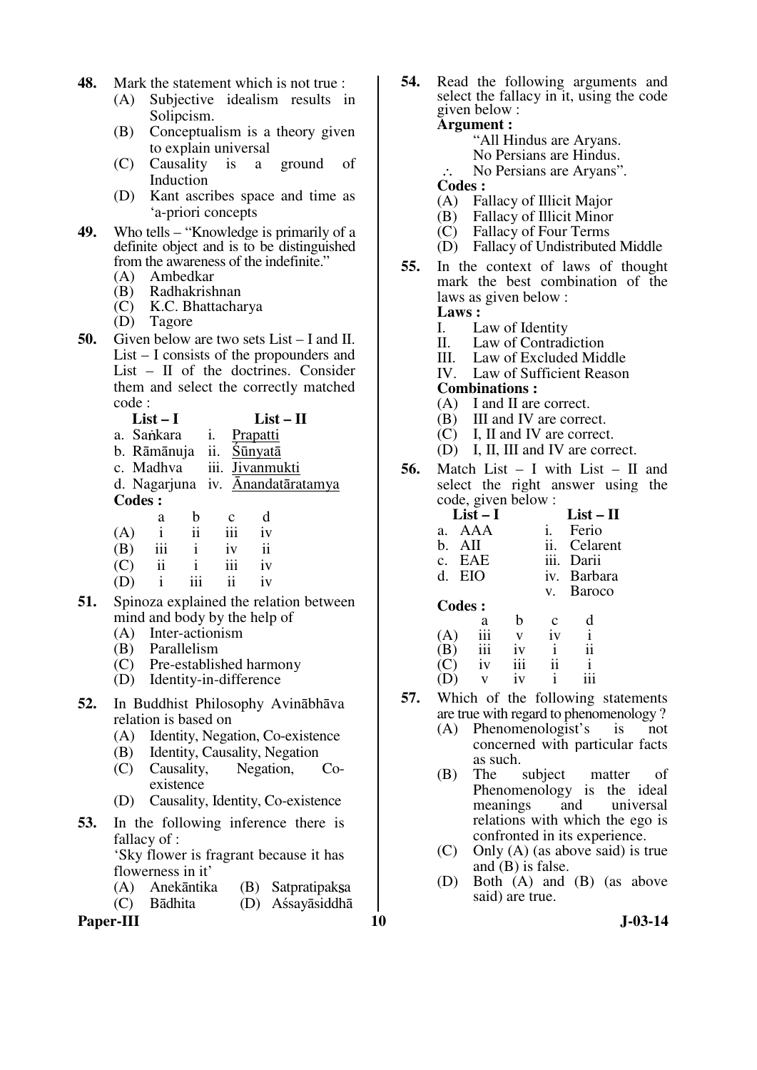**48.** Mark the statement which is not true :

(A) Subjective idealism results in Solipcism.

(B) Conceptualism is a theory given to explain universal

(C) Causality is a ground of Induction

(D) Kant ascribes space and time as 'a-priori concepts

**49.** Who tells – "Knowledge is primarily of a definite object and is to be distinguished from the awareness of the indefinite."

(A) Ambedkar

(B) Radhakrishnan

(C) K.C. Bhattacharya

(D) Tagore

**50.** Given below are two sets List – I and II. List – I consists of the propounders and List – II of the doctrines. Consider them and select the correctly matched code :

| List – I | List – II |
|---|---|
| a. Saṅkara | i. Prapatti |
| b. Rāmānuja | ii. Śūnyatā |
| c. Madhva | iii. Jivanmukti |
| d. Nagarjuna | iv. Ānandatāratamya |

**Codes :**

| | a | b | c | d |
|---|---|---|---|---|
| (A) | i | ii | iii | iv |
| (B) | iii | i | iv | ii |
| (C) | ii | i | iii | iv |
| (D) | i | iii | ii | iv |

**51.** Spinoza explained the relation between mind and body by the help of

(A) Inter-actionism

(B) Parallelism

(C) Pre-established harmony

(D) Identity-in-difference

**52.** In Buddhist Philosophy Avinābhāva relation is based on

(A) Identity, Negation, Co-existence

(B) Identity, Causality, Negation

(C) Causality, Negation, Co-existence

(D) Causality, Identity, Co-existence

**53.** In the following inference there is fallacy of :

'Sky flower is fragrant because it has flowerness in it'

(A) Anekāntika (B) Satpratipakṣa

(C) Bādhita (D) Aśsayāsiddhā

**54.** Read the following arguments and select the fallacy in it, using the code given below :

**Argument :**

"All Hindus are Aryans.
No Persians are Hindus.
∴ No Persians are Aryans".

**Codes :**

(A) Fallacy of Illicit Major

(B) Fallacy of Illicit Minor

(C) Fallacy of Four Terms

(D) Fallacy of Undistributed Middle

**55.** In the context of laws of thought mark the best combination of the laws as given below :

**Laws :**

I. Law of Identity

II. Law of Contradiction

III. Law of Excluded Middle

IV. Law of Sufficient Reason

**Combinations :**

(A) I and II are correct.

(B) III and IV are correct.

(C) I, II and IV are correct.

(D) I, II, III and IV are correct.

**56.** Match List – I with List – II and select the right answer using the code, given below :

| List – I | List – II |
|---|---|
| a. AAA | i. Ferio |
| b. AII | ii. Celarent |
| c. EAE | iii. Darii |
| d. EIO | iv. Barbara |
| | v. Baroco |

**Codes :**

| | a | b | c | d |
|---|---|---|---|---|
| (A) | iii | v | iv | i |
| (B) | iii | iv | i | ii |
| (C) | iv | iii | ii | i |
| (D) | v | iv | i | iii |

**57.** Which of the following statements are true with regard to phenomenology ?

(A) Phenomenologist's is not concerned with particular facts as such.

(B) The subject matter of Phenomenology is the ideal meanings and universal relations with which the ego is confronted in its experience.

(C) Only (A) (as above said) is true and (B) is false.

(D) Both (A) and (B) (as above said) are true.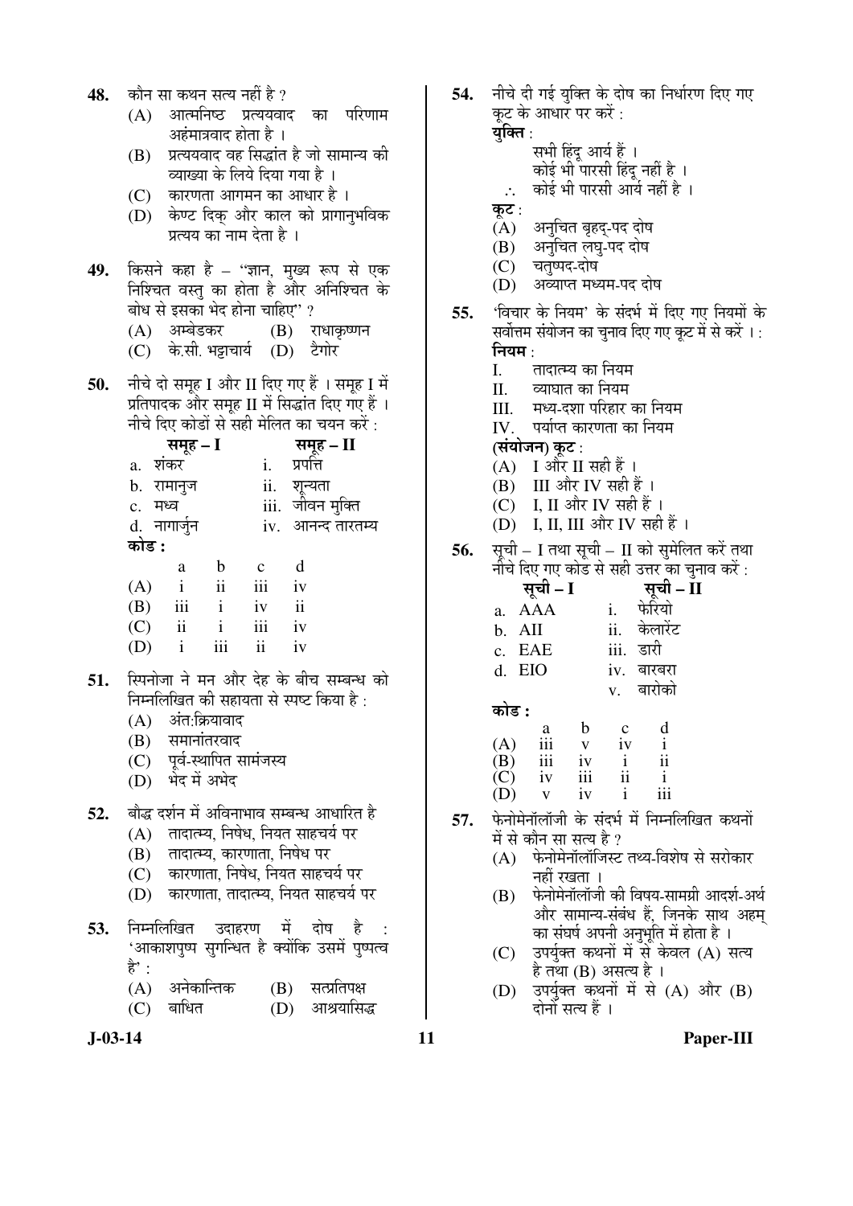**48.** कौन सा कथन सत्य नहीं है ?

(A) आत्मनिष्ठ प्रत्ययवाद का परिणाम अहंमात्रवाद होता है ।

(B) प्रत्ययवाद वह सिद्धांत है जो सामान्य की व्याख्या के लिये दिया गया है ।

(C) कारणता आगमन का आधार है ।

(D) केण्ट दिक् और काल को प्रागानुभविक प्रत्यय का नाम देता है ।

**49.** किसने कहा है – "ज्ञान, मुख्य रूप से एक निश्चित वस्तु का होता है और अनिश्चित के बोध से इसका भेद होना चाहिए" ?

(A) अम्बेडकर
(B) राधाकृष्णन
(C) के.सी. भट्टाचार्य
(D) टैगोर

**50.** नीचे दो समूह I और II दिए गए हैं । समूह I में प्रतिपादक और समूह II में सिद्धांत दिए गए हैं । नीचे दिए गए कोडों से सही मेलित का चयन करें :

| समूह – I | समूह – II |
|---|---|
| a. शंकर | i. प्रपत्ति |
| b. रामानुज | ii. शून्यता |
| c. मध्व | iii. जीवन मुक्ति |
| d. नागार्जुन | iv. आनन्द तारतम्य |

**कोड :**

| | a | b | c | d |
|---|---|---|---|---|
| (A) | i | ii | iii | iv |
| (B) | iii | i | iv | ii |
| (C) | ii | i | iii | iv |
| (D) | i | iii | ii | iv |

**51.** स्पिनोजा ने मन और देह के बीच सम्बन्ध को निम्नलिखित की सहायता से स्पष्ट किया है :

(A) अंत:क्रियावाद

(B) समानांतरवाद

(C) पूर्व-स्थापित सामंजस्य

(D) भेद में अभेद

**52.** बौद्ध दर्शन में अविनाभाव सम्बन्ध आधारित है

(A) तादात्म्य, निषेध, नियत साहचर्य पर

(B) तादात्म्य, कारणाता, निषेध पर

(C) कारणाता, निषेध, नियत साहचर्य पर

(D) कारणाता, तादात्म्य, नियत साहचर्य पर

**53.** निम्नलिखित उदाहरण में दोष है : 'आकाशपुष्प सुगन्धित है क्योंकि उसमें पुष्पत्व है' :

(A) अनेकान्तिक
(B) सत्प्रतिपक्ष
(C) बाधित
(D) आश्रयासिद्ध

**54.** नीचे दी गई युक्ति के दोष का निर्धारण दिए गए कूट के आधार पर करें :

**युक्ति** :

सभी हिंदू आर्य हैं ।
कोई भी पारसी हिंदू नहीं है ।
∴ कोई भी पारसी आर्य नहीं है ।

**कूट** :

(A) अनुचित बृहद्-पद दोष

(B) अनुचित लघु-पद दोष

(C) चतुष्पद-दोष

(D) अव्याप्त मध्यम-पद दोष

**55.** 'विचार के नियम' के संदर्भ में दिए गए नियमों के सर्वोत्तम संयोजन का चुनाव दिए गए कूट में से करें । :

**नियम** :

I. तादात्म्य का नियम
II. व्याघात का नियम
III. मध्य-दशा परिहार का नियम
IV. पर्याप्त कारणता का नियम

**(संयोजन) कूट** :

(A) I और II सही हैं ।

(B) III और IV सही हैं ।

(C) I, II और IV सही हैं ।

(D) I, II, III और IV सही हैं ।

**56.** सूची – I तथा सूची – II को सुमेलित करें तथा नीचे दिए गए कोड से सही उत्तर का चुनाव करें :

| सूची – I | सूची – II |
|---|---|
| a. AAA | i. फेरियो |
| b. AII | ii. केलारेंट |
| c. EAE | iii. डारी |
| d. EIO | iv. बारबरा |
| | v. बारोको |

**कोड :**

| | a | b | c | d |
|---|---|---|---|---|
| (A) | iii | v | iv | i |
| (B) | iii | iv | i | ii |
| (C) | iv | iii | ii | i |
| (D) | v | iv | i | iii |

**57.** फेनोमेनॉलॉजी के संदर्भ में निम्नलिखित कथनों में से कौन सा सत्य है ?

(A) फेनोमेनॉलॉजिस्ट तथ्य-विशेष से सरोकार नहीं रखता ।

(B) फेनोमेनॉलॉजी की विषय-सामग्री आदर्श-अर्थ और सामान्य-संबंध हैं, जिनके साथ अहम् का संघर्ष अपनी अनुभूति में होता है ।

(C) उपर्युक्त कथनों में से केवल (A) सत्य है तथा (B) असत्य है ।

(D) उपर्युक्त कथनों में से (A) और (B) दोनों सत्य हैं ।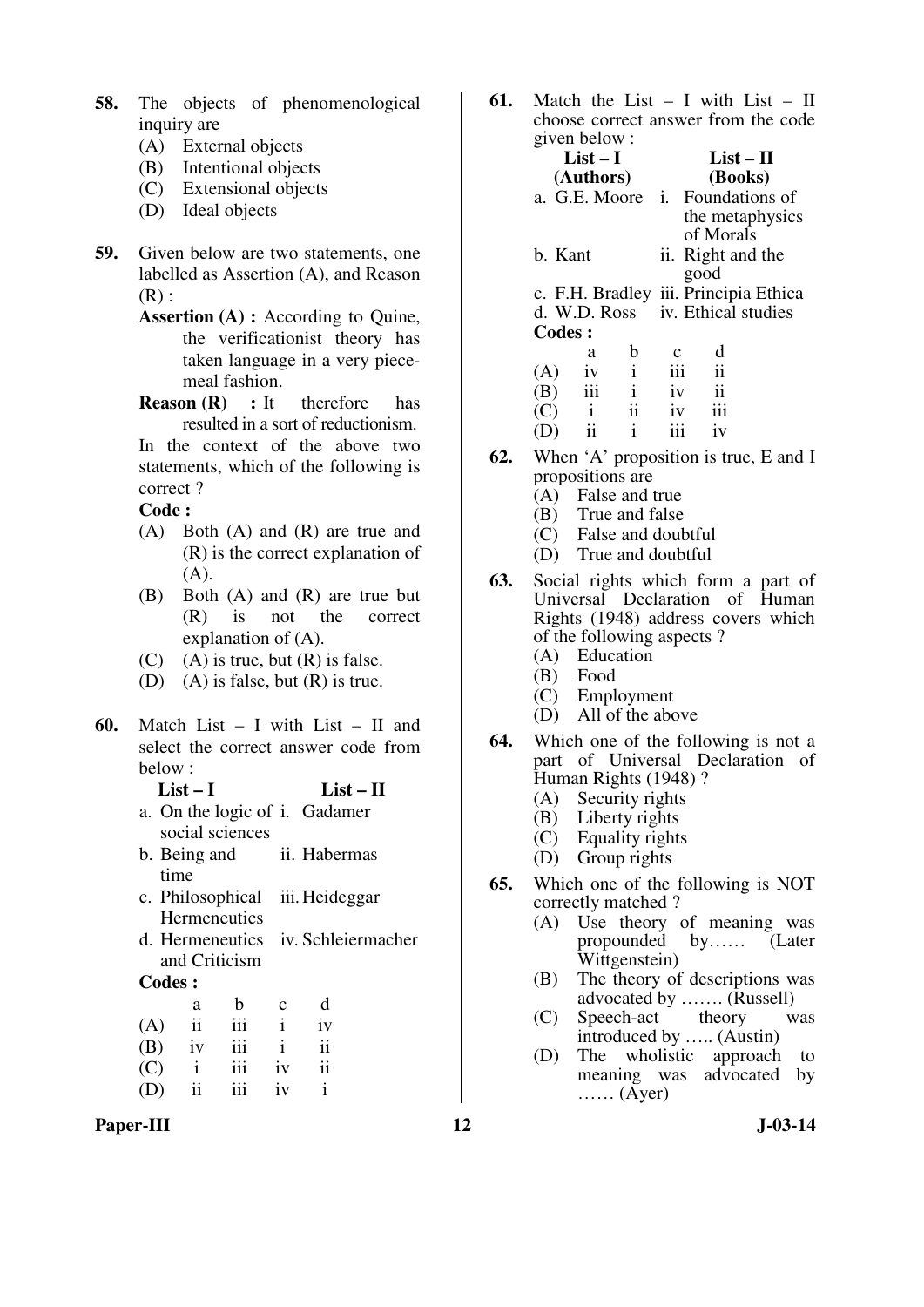58. The objects of phenomenological inquiry are
   (A) External objects
   (B) Intentional objects
   (C) Extensional objects
   (D) Ideal objects

59. Given below are two statements, one labelled as Assertion (A), and Reason (R) :

   **Assertion (A) :** According to Quine, the verificationist theory has taken language in a very piece-meal fashion.

   **Reason (R) :** It therefore has resulted in a sort of reductionism.

   In the context of the above two statements, which of the following is correct ?

   **Code :**
   (A) Both (A) and (R) are true and (R) is the correct explanation of (A).
   (B) Both (A) and (R) are true but (R) is not the correct explanation of (A).
   (C) (A) is true, but (R) is false.
   (D) (A) is false, but (R) is true.

60. Match List – I with List – II and select the correct answer code from below :

| List – I | List – II |
|---|---|
| a. On the logic of social sciences | i. Gadamer |
| b. Being and time | ii. Habermas |
| c. Philosophical Hermeneutics | iii. Heideggar |
| d. Hermeneutics and Criticism | iv. Schleiermacher |

   **Codes :**

|  | a | b | c | d |
|---|---|---|---|---|
| (A) | ii | iii | i | iv |
| (B) | iv | iii | i | ii |
| (C) | i | iii | iv | ii |
| (D) | ii | iii | iv | i |

61. Match the List – I with List – II choose correct answer from the code given below :

| List – I (Authors) | List – II (Books) |
|---|---|
| a. G.E. Moore | i. Foundations of the metaphysics of Morals |
| b. Kant | ii. Right and the good |
| c. F.H. Bradley | iii. Principia Ethica |
| d. W.D. Ross | iv. Ethical studies |

   **Codes :**

|  | a | b | c | d |
|---|---|---|---|---|
| (A) | iv | i | iii | ii |
| (B) | iii | i | iv | ii |
| (C) | i | ii | iv | iii |
| (D) | ii | i | iii | iv |

62. When 'A' proposition is true, E and I propositions are
   (A) False and true
   (B) True and false
   (C) False and doubtful
   (D) True and doubtful

63. Social rights which form a part of Universal Declaration of Human Rights (1948) address covers which of the following aspects ?
   (A) Education
   (B) Food
   (C) Employment
   (D) All of the above

64. Which one of the following is not a part of Universal Declaration of Human Rights (1948) ?
   (A) Security rights
   (B) Liberty rights
   (C) Equality rights
   (D) Group rights

65. Which one of the following is NOT correctly matched ?
   (A) Use theory of meaning was propounded by...... (Later Wittgenstein)
   (B) The theory of descriptions was advocated by ....... (Russell)
   (C) Speech-act theory was introduced by ..... (Austin)
   (D) The wholistic approach to meaning was advocated by ...... (Ayer)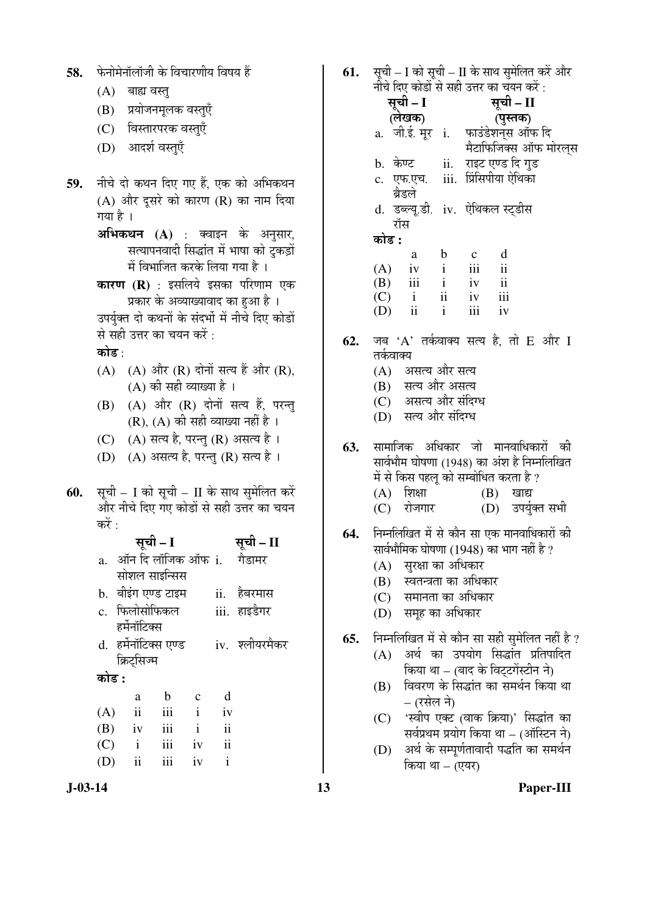58. फेनोमेनॉलॉजी के विचारणीय विषय हैं

(A) बाह्य वस्तु

(B) प्रयोजनमूलक वस्तुएँ

(C) विस्तारपरक वस्तुएँ

(D) आदर्श वस्तुएँ

59. नीचे दो कथन दिए गए हैं, एक को अभिकथन (A) और दूसरे को कारण (R) का नाम दिया गया है ।

**अभिकथन (A)** : क्वाइन के अनुसार, सत्यापनवादी सिद्धांत में भाषा को टुकड़ों में विभाजित करके लिया गया है ।

**कारण (R)** : इसलिये इसका परिणाम एक प्रकार के अव्याख्यावाद का हुआ है ।

उपर्युक्त दो कथनों के संदर्भो में नीचे दिए कोडों से सही उत्तर का चयन करें :

**कोड** :

(A) (A) और (R) दोनों सत्य हैं और (R), (A) की सही व्याख्या है ।

(B) (A) और (R) दोनों सत्य हैं, परन्तु (R), (A) की सही व्याख्या नहीं है ।

(C) (A) सत्य है, परन्तु (R) असत्य है ।

(D) (A) असत्य है, परन्तु (R) सत्य है ।

60. सूची – I को सूची – II के साथ सुमेलित करें और नीचे दिए गए कोडों से सही उत्तर का चयन करें :

| सूची – I | सूची – II |
|---|---|
| a. ऑन दि लॉजिक ऑफ सोशल साइन्सिस | i. गैडामर |
| b. बीइंग एण्ड टाइम | ii. हैबरमास |
| c. फिलोसोफिकल हर्मेनॉटिक्स | iii. हाइडैगर |
| d. हर्मेनॉटिक्स एण्ड क्रिट्सिज्म | iv. श्लीयरमैकर |

**कोड :**

| | a | b | c | d |
|---|---|---|---|---|
| (A) | ii | iii | i | iv |
| (B) | iv | iii | i | ii |
| (C) | i | iii | iv | ii |
| (D) | ii | iii | iv | i |

61. सूची – I को सूची – II के साथ सुमेलित करें और नीचे दिए कोडों से सही उत्तर का चयन करें :

| सूची – I (लेखक) | सूची – II (पुस्तक) |
|---|---|
| a. जी.ई. मूर | i. फाउंडेशन्स ऑफ दि मैटाफिजिक्स ऑफ मोरल्स |
| b. केण्ट | ii. राइट एण्ड दि गुड |
| c. एफ.एच. ब्रैडले | iii. प्रिंसिपीया ऐथिका |
| d. डब्ल्यू.डी. रॉस | iv. ऐथिकल स्ट्डीस |

**कोड :**

| | a | b | c | d |
|---|---|---|---|---|
| (A) | iv | i | iii | ii |
| (B) | iii | i | iv | ii |
| (C) | i | ii | iv | iii |
| (D) | ii | i | iii | iv |

62. जब 'A' तर्कवाक्य सत्य है, तो E और I तर्कवाक्य

(A) असत्य और सत्य

(B) सत्य और असत्य

(C) असत्य और संदिग्ध

(D) सत्य और संदिग्ध

63. सामाजिक अधिकार जो मानवाधिकारों की सार्वभौम घोषणा (1948) का अंश है निम्नलिखित में से किस पहलू को सम्बोधित करता है ?

(A) शिक्षा

(B) खाद्य

(C) रोजगार

(D) उपर्युक्त सभी

64. निम्नलिखित में से कौन सा एक मानवाधिकारों की सार्वभौमिक घोषणा (1948) का भाग नहीं है ?

(A) सुरक्षा का अधिकार

(B) स्वतन्त्रता का अधिकार

(C) समानता का अधिकार

(D) समूह का अधिकार

65. निम्नलिखित में से कौन सा सही सुमेलित नहीं है ?

(A) अर्थ का उपयोग सिद्धांत प्रतिपादित किया था – (बाद के विट्गेंस्टीन ने)

(B) विवरण के सिद्धांत का समर्थन किया था – (रसेल ने)

(C) 'स्वीप एक्ट (वाक क्रिया)' सिद्धांत का सर्वप्रथम प्रयोग किया था – (ऑस्टिन ने)

(D) अर्थ के सम्पूर्णतावादी पद्धति का समर्थन किया था – (एयर)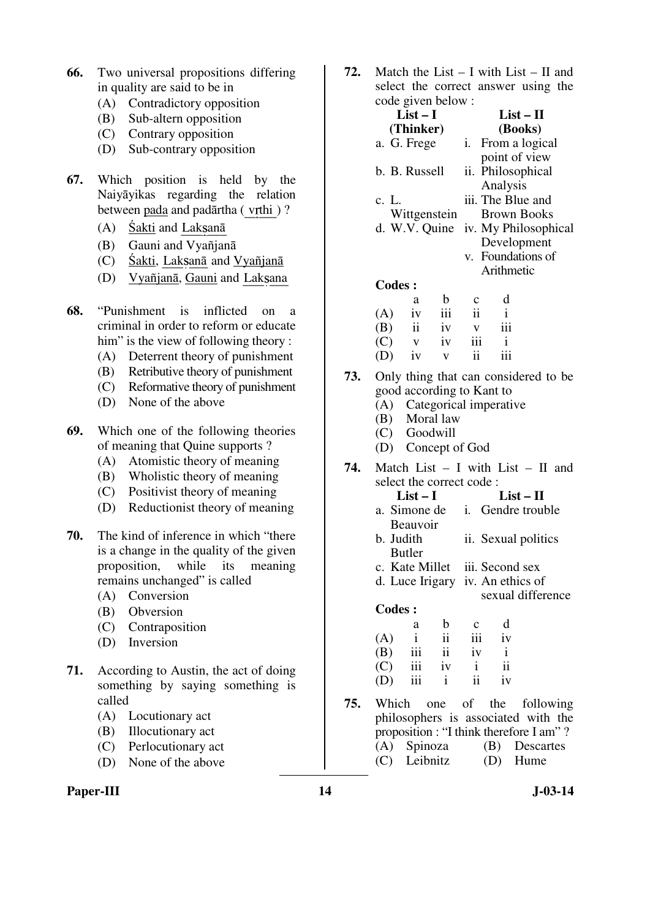66. Two universal propositions differing in quality are said to be in
   (A) Contradictory opposition
   (B) Sub-altern opposition
   (C) Contrary opposition
   (D) Sub-contrary opposition

67. Which position is held by the Naiyāyikas regarding the relation between pada and padārtha ( vṛthi ) ?
   (A) Śakti and Lakṣanā
   (B) Gauni and Vyañjanā
   (C) Śakti, Lakṣanā and Vyañjanā
   (D) Vyañjanā, Gauni and Lakṣana

68. "Punishment is inflicted on a criminal in order to reform or educate him" is the view of following theory :
   (A) Deterrent theory of punishment
   (B) Retributive theory of punishment
   (C) Reformative theory of punishment
   (D) None of the above

69. Which one of the following theories of meaning that Quine supports ?
   (A) Atomistic theory of meaning
   (B) Wholistic theory of meaning
   (C) Positivist theory of meaning
   (D) Reductionist theory of meaning

70. The kind of inference in which "there is a change in the quality of the given proposition, while its meaning remains unchanged" is called
   (A) Conversion
   (B) Obversion
   (C) Contraposition
   (D) Inversion

71. According to Austin, the act of doing something by saying something is called
   (A) Locutionary act
   (B) Illocutionary act
   (C) Perlocutionary act
   (D) None of the above

72. Match the List – I with List – II and select the correct answer using the code given below :

| List – I (Thinker) | List – II (Books) |
|---|---|
| a. G. Frege | i. From a logical point of view |
| b. B. Russell | ii. Philosophical Analysis |
| c. L. Wittgenstein | iii. The Blue and Brown Books |
| d. W.V. Quine | iv. My Philosophical Development |
| | v. Foundations of Arithmetic |

**Codes :**

| | a | b | c | d |
|---|---|---|---|---|
| (A) | iv | iii | ii | i |
| (B) | ii | iv | v | iii |
| (C) | v | iv | iii | i |
| (D) | iv | v | ii | iii |

73. Only thing that can considered to be good according to Kant to
   (A) Categorical imperative
   (B) Moral law
   (C) Goodwill
   (D) Concept of God

74. Match List – I with List – II and select the correct code :

| List – I | List – II |
|---|---|
| a. Simone de Beauvoir | i. Gendre trouble |
| b. Judith Butler | ii. Sexual politics |
| c. Kate Millet | iii. Second sex |
| d. Luce Irigary | iv. An ethics of sexual difference |

**Codes :**

| | a | b | c | d |
|---|---|---|---|---|
| (A) | i | ii | iii | iv |
| (B) | iii | ii | iv | i |
| (C) | iii | iv | i | ii |
| (D) | iii | i | ii | iv |

75. Which one of the following philosophers is associated with the proposition : "I think therefore I am" ?
   (A) Spinoza
   (B) Descartes
   (C) Leibnitz
   (D) Hume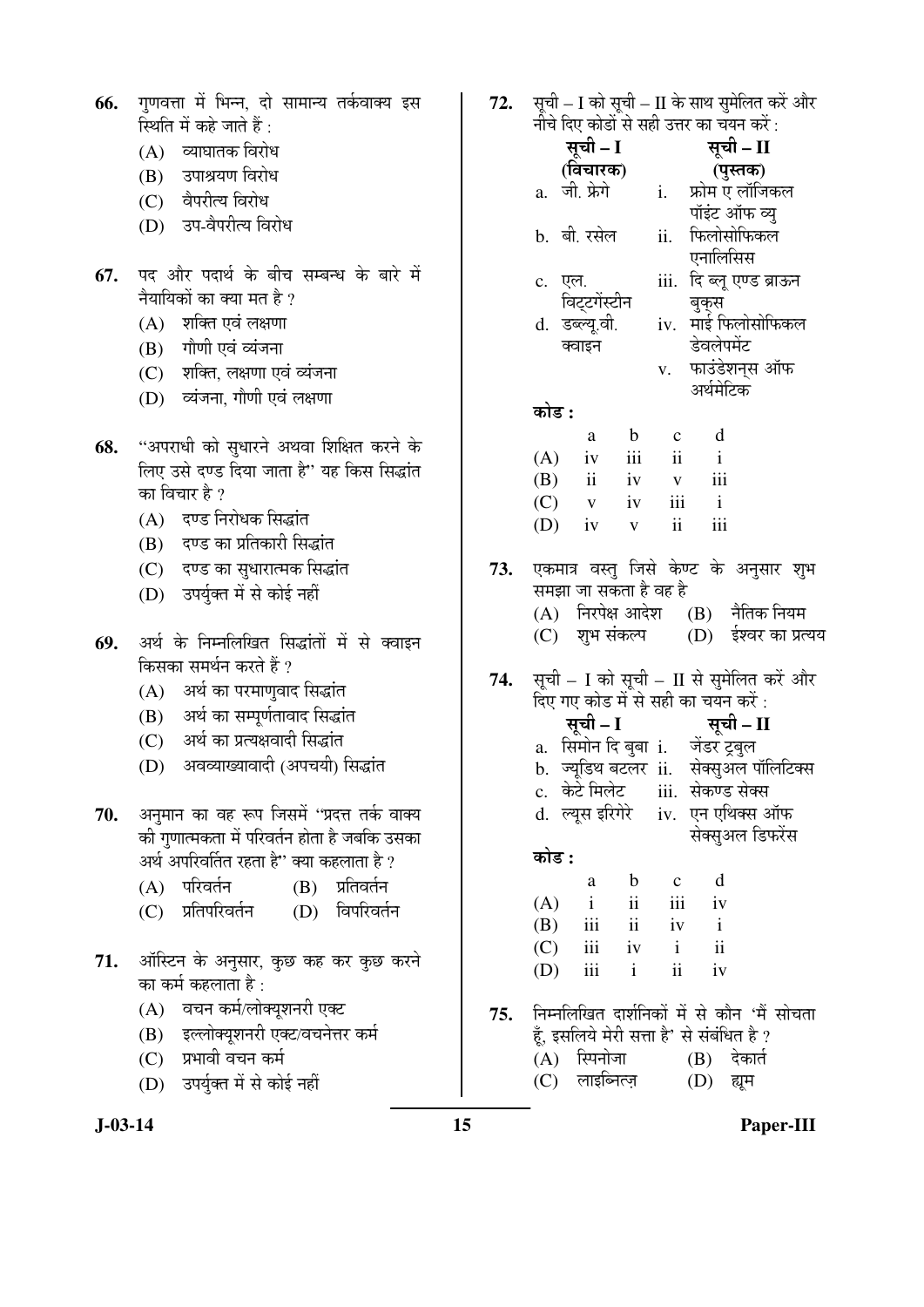66. गुणवत्ता में भिन्न, दो सामान्य तर्कवाक्य इस स्थिति में कहे जाते हैं :

(A) व्याघातक विरोध
(B) उपाश्रयण विरोध
(C) वैपरीत्य विरोध
(D) उप-वैपरीत्य विरोध

67. पद और पदार्थ के बीच सम्बन्ध के बारे में नैयायिकों का क्या मत है ?

(A) शक्ति एवं लक्षणा
(B) गौणी एवं व्यंजना
(C) शक्ति, लक्षणा एवं व्यंजना
(D) व्यंजना, गौणी एवं लक्षणा

68. "अपराधी को सुधारने अथवा शिक्षित करने के लिए उसे दण्ड दिया जाता है" यह किस सिद्धांत का विचार है ?

(A) दण्ड निरोधक सिद्धांत
(B) दण्ड का प्रतिकारी सिद्धांत
(C) दण्ड का सुधारात्मक सिद्धांत
(D) उपर्युक्त में से कोई नहीं

69. अर्थ के निम्नलिखित सिद्धांतों में से क्वाइन किसका समर्थन करते हैं ?

(A) अर्थ का परमाणुवाद सिद्धांत
(B) अर्थ का सम्पूर्णतावाद सिद्धांत
(C) अर्थ का प्रत्यक्षवादी सिद्धांत
(D) अवव्याख्यावादी (अपचयी) सिद्धांत

70. अनुमान का वह रूप जिसमें "प्रदत्त तर्क वाक्य की गुणात्मकता में परिवर्तन होता है जबकि उसका अर्थ अपरिवर्तित रहता है" क्या कहलाता है ?

(A) परिवर्तन
(B) प्रतिवर्तन
(C) प्रतिपरिवर्तन
(D) विपरिवर्तन

71. ऑस्टिन के अनुसार, कुछ कह कर कुछ करने का कर्म कहलाता है :

(A) वचन कर्म/लोक्यूशनरी एक्ट
(B) इल्लोक्यूशनरी एक्ट/वचनेत्तर कर्म
(C) प्रभावी वचन कर्म
(D) उपर्युक्त में से कोई नहीं

72. सूची – I को सूची – II के साथ सुमेलित करें और नीचे दिए गए कोडों से सही उत्तर का चयन करें :

| सूची – I (विचारक) | सूची – II (पुस्तक) |
|---|---|
| a. जी. फ्रेगे | i. फ्रोम ए लॉजिकल पॉइंट ऑफ व्यु |
| b. बी. रसेल | ii. फिलोसोफिकल एनालिसिस |
| c. एल. विट्टगेंस्टीन | iii. दि ब्लू एण्ड ब्राऊन बुक्स |
| d. डब्ल्यू.वी. क्वाइन | iv. माई फिलोसोफिकल डेवलेपमेंट |
| | v. फाउंडेशन्स ऑफ अर्थमेटिक |

कोड :

| | a | b | c | d |
|---|---|---|---|---|
| (A) | iv | iii | ii | i |
| (B) | ii | iv | v | iii |
| (C) | v | iv | iii | i |
| (D) | iv | v | ii | iii |

73. एकमात्र वस्तु जिसे केण्ट के अनुसार शुभ समझा जा सकता है वह है

(A) निरपेक्ष आदेश
(B) नैतिक नियम
(C) शुभ संकल्प
(D) ईश्वर का प्रत्यय

74. सूची – I को सूची – II से सुमेलित करें और दिए गए कोड में से सही का चयन करें :

| सूची – I | सूची – II |
|---|---|
| a. सिमोन दि बुबा | i. जेंडर ट्रबुल |
| b. ज्यूडिथ बटलर | ii. सेक्सुअल पॉलिटिक्स |
| c. केटे मिलेट | iii. सेकण्ड सेक्स |
| d. ल्यूस इरिगेरे | iv. एन एथिक्स ऑफ सेक्सुअल डिफरेंस |

कोड :

| | a | b | c | d |
|---|---|---|---|---|
| (A) | i | ii | iii | iv |
| (B) | iii | ii | iv | i |
| (C) | iii | iv | i | ii |
| (D) | iii | i | ii | iv |

75. निम्नलिखित दार्शनिकों में से कौन 'मैं सोचता हूँ, इसलिये मेरी सत्ता है' से संबंधित है ?

(A) स्पिनोजा
(B) देकार्त
(C) लाइब्नित्ज़
(D) ह्यूम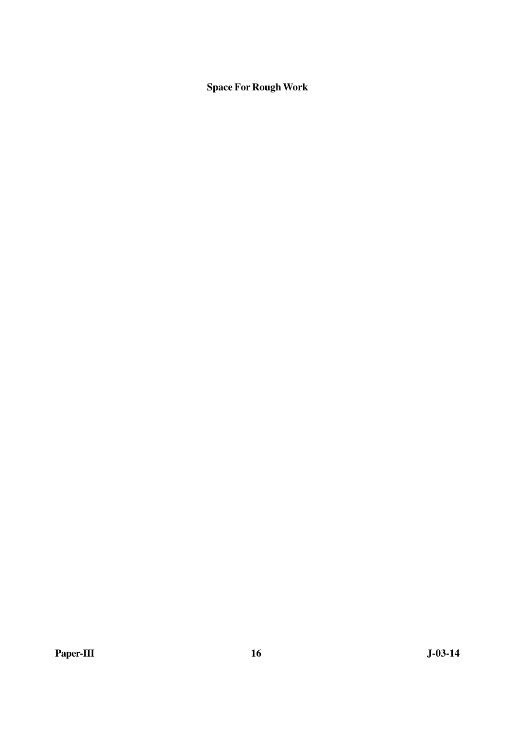**Space For Rough Work**